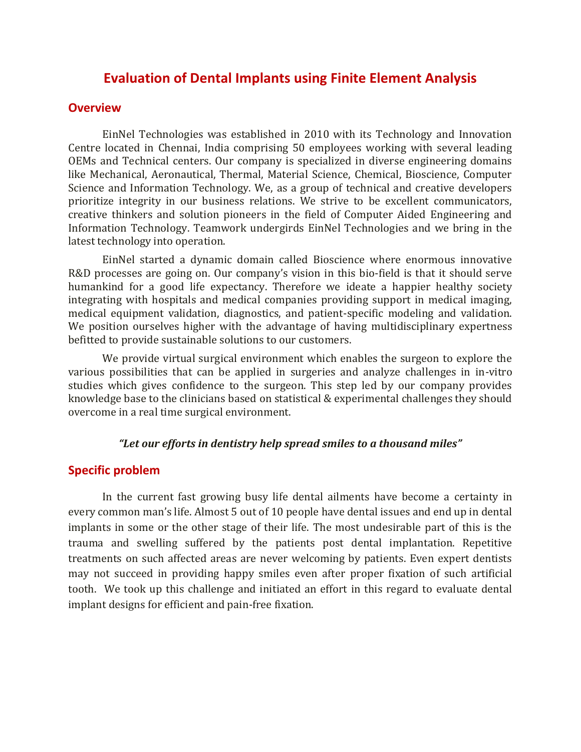# Evaluation of Dental Implants using Finite Element Analysis

## Overview

EinNel Technologies was established in 2010 with its Technology and Innovation Centre located in Chennai, India comprising 50 employees working with several leading OEMs and Technical centers. Our company is specialized in diverse engineering domains like Mechanical, Aeronautical, Thermal, Material Science, Chemical, Bioscience, Computer Science and Information Technology. We, as a group of technical and creative developers prioritize integrity in our business relations. We strive to be excellent communicators, creative thinkers and solution pioneers in the field of Computer Aided Engineering and Information Technology. Teamwork undergirds EinNel Technologies and we bring in the latest technology into operation.

EinNel started a dynamic domain called Bioscience where enormous innovative R&D processes are going on. Our company's vision in this bio-field is that it should serve humankind for a good life expectancy. Therefore we ideate a happier healthy society integrating with hospitals and medical companies providing support in medical imaging, medical equipment validation, diagnostics, and patient-specific modeling and validation. We position ourselves higher with the advantage of having multidisciplinary expertness befitted to provide sustainable solutions to our customers.

We provide virtual surgical environment which enables the surgeon to explore the various possibilities that can be applied in surgeries and analyze challenges in in-vitro studies which gives confidence to the surgeon. This step led by our company provides knowledge base to the clinicians based on statistical & experimental challenges they should overcome in a real time surgical environment.

***"Let our efforts in dentistry help spread smiles to a thousand miles"***

## Specific problem

In the current fast growing busy life dental ailments have become a certainty in every common man's life. Almost 5 out of 10 people have dental issues and end up in dental implants in some or the other stage of their life. The most undesirable part of this is the trauma and swelling suffered by the patients post dental implantation. Repetitive treatments on such affected areas are never welcoming by patients. Even expert dentists may not succeed in providing happy smiles even after proper fixation of such artificial tooth. We took up this challenge and initiated an effort in this regard to evaluate dental implant designs for efficient and pain-free fixation.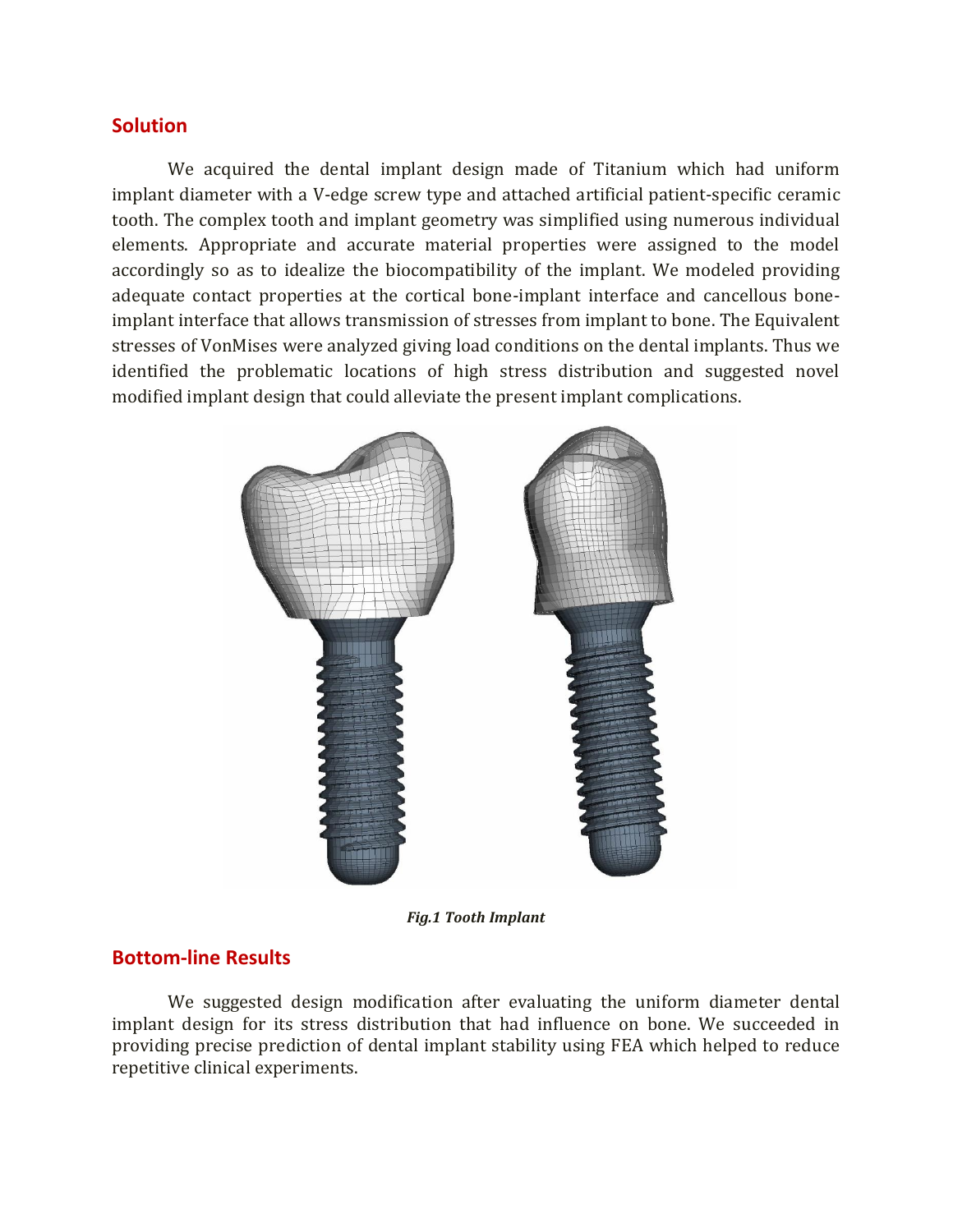## Solution

We acquired the dental implant design made of Titanium which had uniform implant diameter with a V-edge screw type and attached artificial patient-specific ceramic tooth. The complex tooth and implant geometry was simplified using numerous individual elements. Appropriate and accurate material properties were assigned to the model accordingly so as to idealize the biocompatibility of the implant. We modeled providing adequate contact properties at the cortical bone-implant interface and cancellous bone-implant interface that allows transmission of stresses from implant to bone. The Equivalent stresses of VonMises were analyzed giving load conditions on the dental implants. Thus we identified the problematic locations of high stress distribution and suggested novel modified implant design that could alleviate the present implant complications.

***Fig.1 Tooth Implant***

## Bottom-line Results

We suggested design modification after evaluating the uniform diameter dental implant design for its stress distribution that had influence on bone. We succeeded in providing precise prediction of dental implant stability using FEA which helped to reduce repetitive clinical experiments.